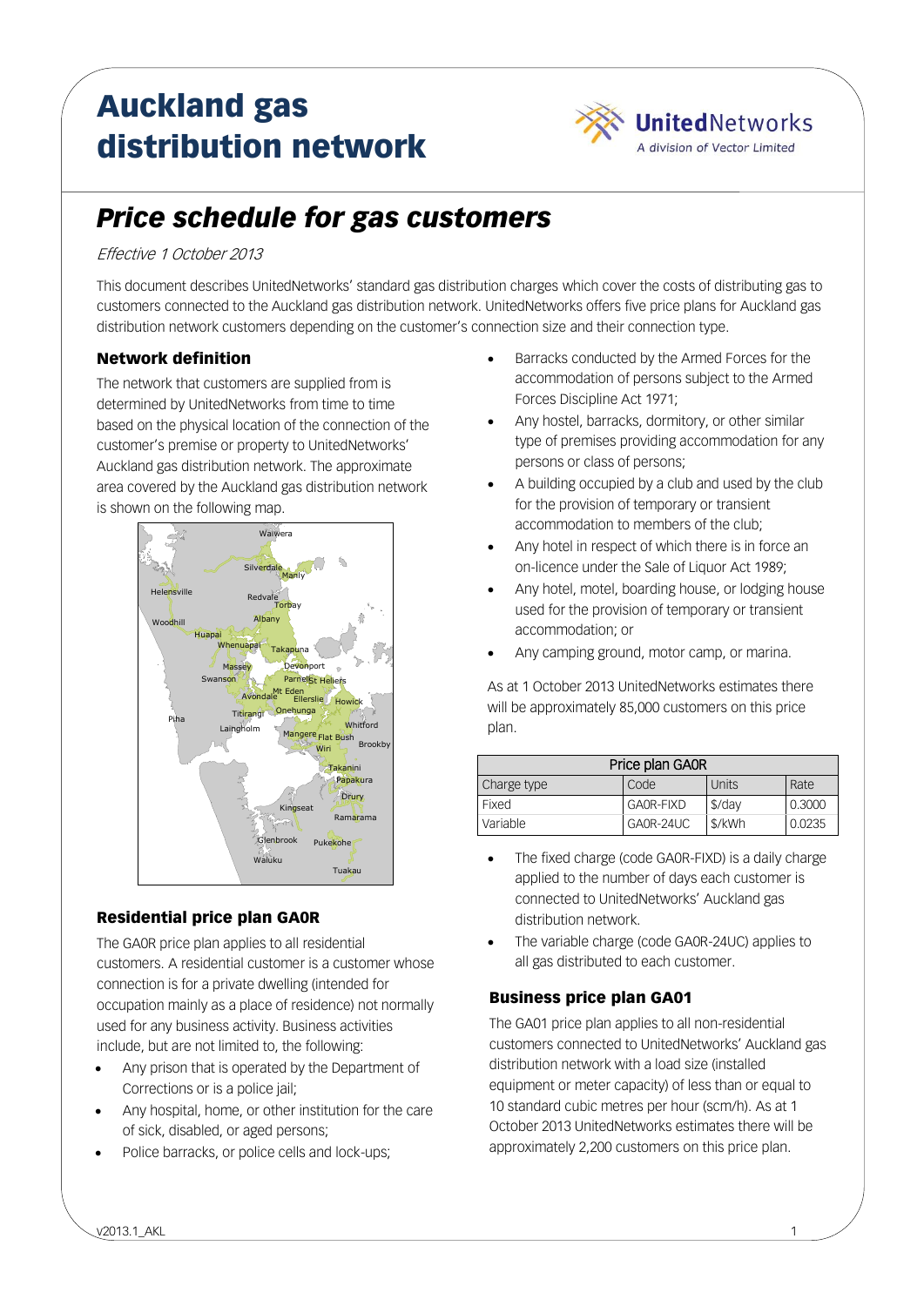# Auckland gas distribution network

UnitedNetworks
A division of Vector Limited

## *Price schedule for gas customers*

*Effective 1 October 2013*

This document describes UnitedNetworks' standard gas distribution charges which cover the costs of distributing gas to customers connected to the Auckland gas distribution network. UnitedNetworks offers five price plans for Auckland gas distribution network customers depending on the customer's connection size and their connection type.

### Network definition

The network that customers are supplied from is determined by UnitedNetworks from time to time based on the physical location of the connection of the customer's premise or property to UnitedNetworks' Auckland gas distribution network. The approximate area covered by the Auckland gas distribution network is shown on the following map.

### Residential price plan GA0R

The GA0R price plan applies to all residential customers. A residential customer is a customer whose connection is for a private dwelling (intended for occupation mainly as a place of residence) not normally used for any business activity. Business activities include, but are not limited to, the following:

- Any prison that is operated by the Department of Corrections or is a police jail;
- Any hospital, home, or other institution for the care of sick, disabled, or aged persons;
- Police barracks, or police cells and lock-ups;
- Barracks conducted by the Armed Forces for the accommodation of persons subject to the Armed Forces Discipline Act 1971;
- Any hostel, barracks, dormitory, or other similar type of premises providing accommodation for any persons or class of persons;
- A building occupied by a club and used by the club for the provision of temporary or transient accommodation to members of the club;
- Any hotel in respect of which there is in force an on-licence under the Sale of Liquor Act 1989;
- Any hotel, motel, boarding house, or lodging house used for the provision of temporary or transient accommodation; or
- Any camping ground, motor camp, or marina.

As at 1 October 2013 UnitedNetworks estimates there will be approximately 85,000 customers on this price plan.

| Price plan GA0R | | | |
|---|---|---|---|
| Charge type | Code | Units | Rate |
| Fixed | GA0R-FIXD | $/day | 0.3000 |
| Variable | GA0R-24UC | $/kWh | 0.0235 |

- The fixed charge (code GA0R-FIXD) is a daily charge applied to the number of days each customer is connected to UnitedNetworks' Auckland gas distribution network.
- The variable charge (code GA0R-24UC) applies to all gas distributed to each customer.

### Business price plan GA01

The GA01 price plan applies to all non-residential customers connected to UnitedNetworks' Auckland gas distribution network with a load size (installed equipment or meter capacity) of less than or equal to 10 standard cubic metres per hour (scm/h). As at 1 October 2013 UnitedNetworks estimates there will be approximately 2,200 customers on this price plan.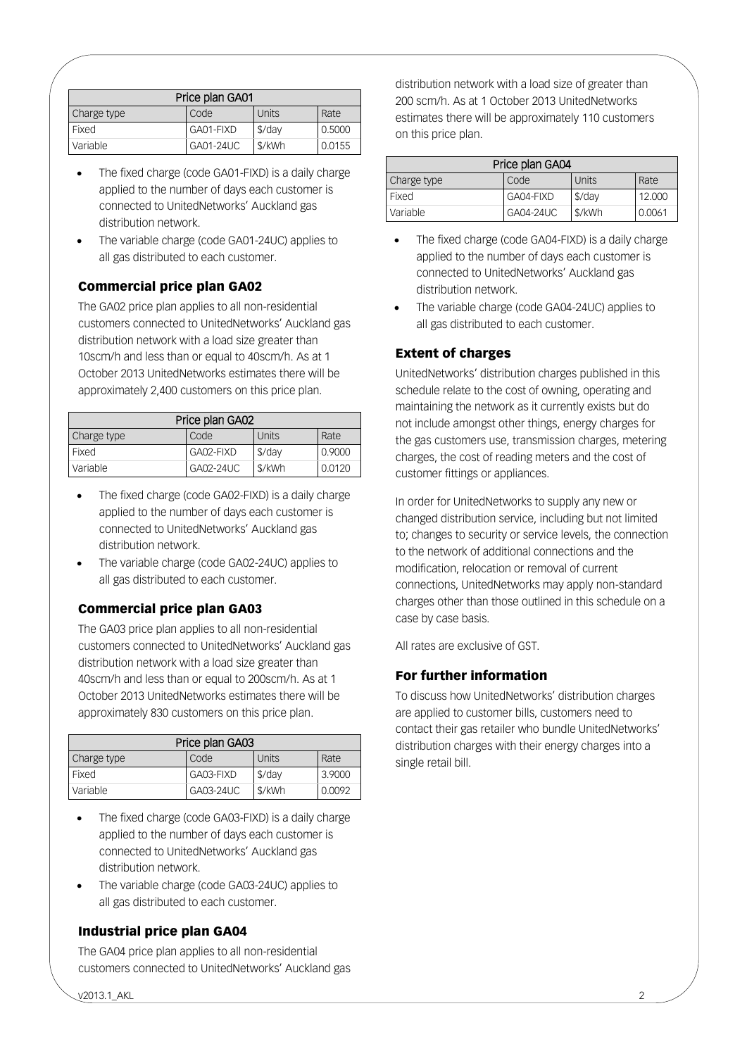| Price plan GA01 | | | |
|---|---|---|---|
| Charge type | Code | Units | Rate |
| Fixed | GA01-FIXD | $/day | 0.5000 |
| Variable | GA01-24UC | $/kWh | 0.0155 |

- The fixed charge (code GA01-FIXD) is a daily charge applied to the number of days each customer is connected to UnitedNetworks' Auckland gas distribution network.
- The variable charge (code GA01-24UC) applies to all gas distributed to each customer.

### Commercial price plan GA02

The GA02 price plan applies to all non-residential customers connected to UnitedNetworks' Auckland gas distribution network with a load size greater than 10scm/h and less than or equal to 40scm/h. As at 1 October 2013 UnitedNetworks estimates there will be approximately 2,400 customers on this price plan.

| Price plan GA02 | | | |
|---|---|---|---|
| Charge type | Code | Units | Rate |
| Fixed | GA02-FIXD | $/day | 0.9000 |
| Variable | GA02-24UC | $/kWh | 0.0120 |

- The fixed charge (code GA02-FIXD) is a daily charge applied to the number of days each customer is connected to UnitedNetworks' Auckland gas distribution network.
- The variable charge (code GA02-24UC) applies to all gas distributed to each customer.

### Commercial price plan GA03

The GA03 price plan applies to all non-residential customers connected to UnitedNetworks' Auckland gas distribution network with a load size greater than 40scm/h and less than or equal to 200scm/h. As at 1 October 2013 UnitedNetworks estimates there will be approximately 830 customers on this price plan.

| Price plan GA03 | | | |
|---|---|---|---|
| Charge type | Code | Units | Rate |
| Fixed | GA03-FIXD | $/day | 3.9000 |
| Variable | GA03-24UC | $/kWh | 0.0092 |

- The fixed charge (code GA03-FIXD) is a daily charge applied to the number of days each customer is connected to UnitedNetworks' Auckland gas distribution network.
- The variable charge (code GA03-24UC) applies to all gas distributed to each customer.

### Industrial price plan GA04

The GA04 price plan applies to all non-residential customers connected to UnitedNetworks' Auckland gas distribution network with a load size of greater than 200 scm/h. As at 1 October 2013 UnitedNetworks estimates there will be approximately 110 customers on this price plan.

| Price plan GA04 | | | |
|---|---|---|---|
| Charge type | Code | Units | Rate |
| Fixed | GA04-FIXD | $/day | 12.000 |
| Variable | GA04-24UC | $/kWh | 0.0061 |

- The fixed charge (code GA04-FIXD) is a daily charge applied to the number of days each customer is connected to UnitedNetworks' Auckland gas distribution network.
- The variable charge (code GA04-24UC) applies to all gas distributed to each customer.

### Extent of charges

UnitedNetworks' distribution charges published in this schedule relate to the cost of owning, operating and maintaining the network as it currently exists but do not include amongst other things, energy charges for the gas customers use, transmission charges, metering charges, the cost of reading meters and the cost of customer fittings or appliances.

In order for UnitedNetworks to supply any new or changed distribution service, including but not limited to; changes to security or service levels, the connection to the network of additional connections and the modification, relocation or removal of current connections, UnitedNetworks may apply non-standard charges other than those outlined in this schedule on a case by case basis.

All rates are exclusive of GST.

### For further information

To discuss how UnitedNetworks' distribution charges are applied to customer bills, customers need to contact their gas retailer who bundle UnitedNetworks' distribution charges with their energy charges into a single retail bill.